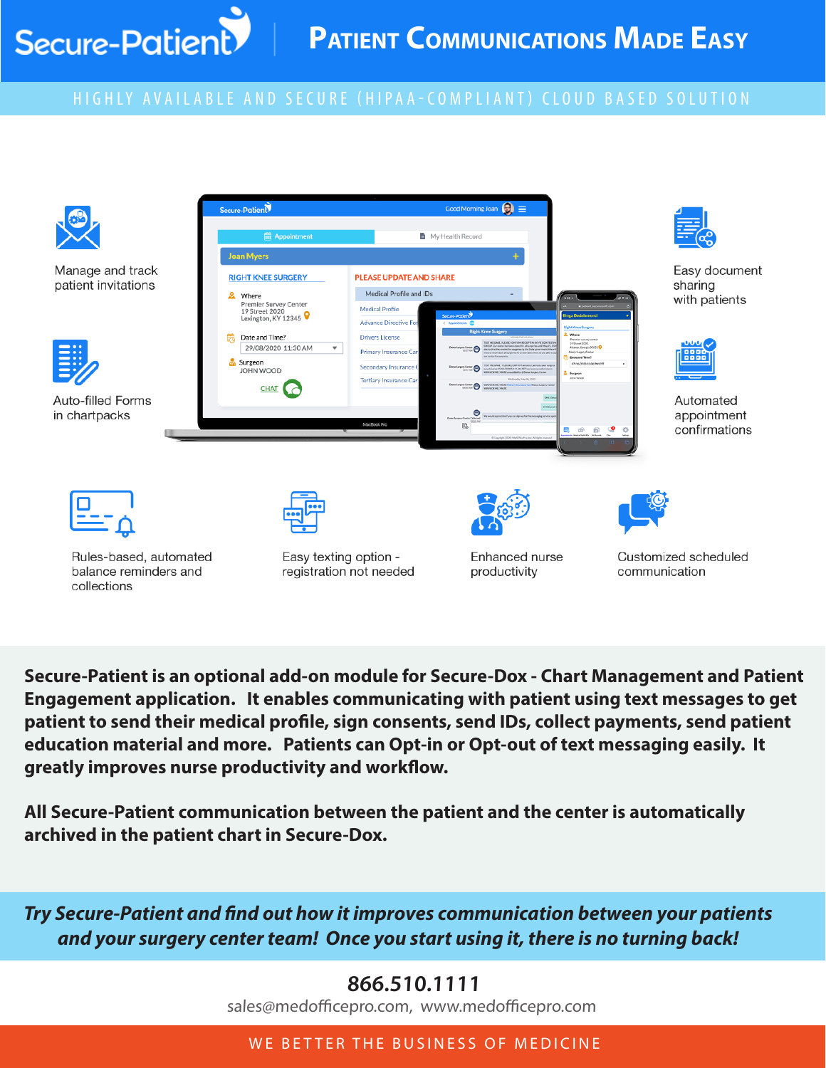# Secure-Patient

## Patient Communications Made Easy

HIGHLY AVAILABLE AND SECURE (HIPAA-COMPLIANT) CLOUD BASED SOLUTION

- Manage and track patient invitations
- Auto-filled Forms in chartpacks
- Easy document sharing with patients
- Automated appointment confirmations
- Rules-based, automated balance reminders and collections
- Easy texting option - registration not needed
- Enhanced nurse productivity
- Customized scheduled communication

**Secure-Patient is an optional add-on module for Secure-Dox - Chart Management and Patient Engagement application. It enables communicating with patient using text messages to get patient to send their medical profile, sign consents, send IDs, collect payments, send patient education material and more. Patients can Opt-in or Opt-out of text messaging easily. It greatly improves nurse productivity and workflow.**

**All Secure-Patient communication between the patient and the center is automatically archived in the patient chart in Secure-Dox.**

***Try Secure-Patient and find out how it improves communication between your patients and your surgery center team! Once you start using it, there is no turning back!***

**866.510.1111**

sales@medofficepro.com, www.medofficepro.com

WE BETTER THE BUSINESS OF MEDICINE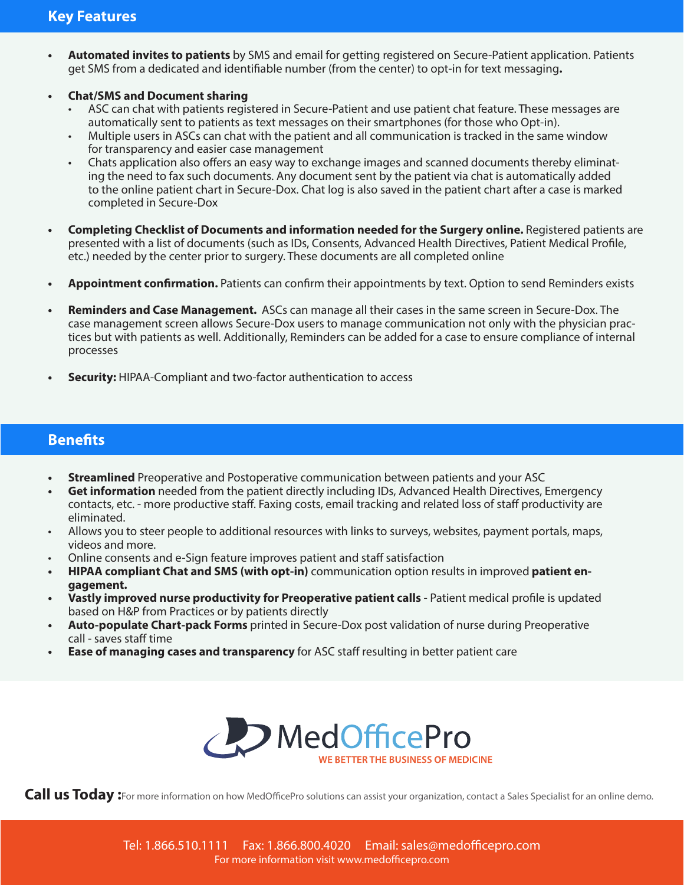## Key Features

- **Automated invites to patients** by SMS and email for getting registered on Secure-Patient application. Patients get SMS from a dedicated and identifiable number (from the center) to opt-in for text messaging**.**
- **Chat/SMS and Document sharing**
  - ASC can chat with patients registered in Secure-Patient and use patient chat feature. These messages are automatically sent to patients as text messages on their smartphones (for those who Opt-in).
  - Multiple users in ASCs can chat with the patient and all communication is tracked in the same window for transparency and easier case management
  - Chats application also offers an easy way to exchange images and scanned documents thereby eliminating the need to fax such documents. Any document sent by the patient via chat is automatically added to the online patient chart in Secure-Dox. Chat log is also saved in the patient chart after a case is marked completed in Secure-Dox
- **Completing Checklist of Documents and information needed for the Surgery online.** Registered patients are presented with a list of documents (such as IDs, Consents, Advanced Health Directives, Patient Medical Profile, etc.) needed by the center prior to surgery. These documents are all completed online
- **Appointment confirmation.** Patients can confirm their appointments by text. Option to send Reminders exists
- **Reminders and Case Management.** ASCs can manage all their cases in the same screen in Secure-Dox. The case management screen allows Secure-Dox users to manage communication not only with the physician practices but with patients as well. Additionally, Reminders can be added for a case to ensure compliance of internal processes
- **Security:** HIPAA-Compliant and two-factor authentication to access

## Benefits

- **Streamlined** Preoperative and Postoperative communication between patients and your ASC
- **Get information** needed from the patient directly including IDs, Advanced Health Directives, Emergency contacts, etc. - more productive staff. Faxing costs, email tracking and related loss of staff productivity are eliminated.
- Allows you to steer people to additional resources with links to surveys, websites, payment portals, maps, videos and more.
- Online consents and e-Sign feature improves patient and staff satisfaction
- **HIPAA compliant Chat and SMS (with opt-in)** communication option results in improved **patient engagement.**
- **Vastly improved nurse productivity for Preoperative patient calls** - Patient medical profile is updated based on H&P from Practices or by patients directly
- **Auto-populate Chart-pack Forms** printed in Secure-Dox post validation of nurse during Preoperative call - saves staff time
- **Ease of managing cases and transparency** for ASC staff resulting in better patient care

MedOfficePro
WE BETTER THE BUSINESS OF MEDICINE

**Call us Today :** For more information on how MedOfficePro solutions can assist your organization, contact a Sales Specialist for an online demo.

Tel: 1.866.510.1111 Fax: 1.866.800.4020 Email: sales@medofficepro.com
For more information visit www.medofficepro.com